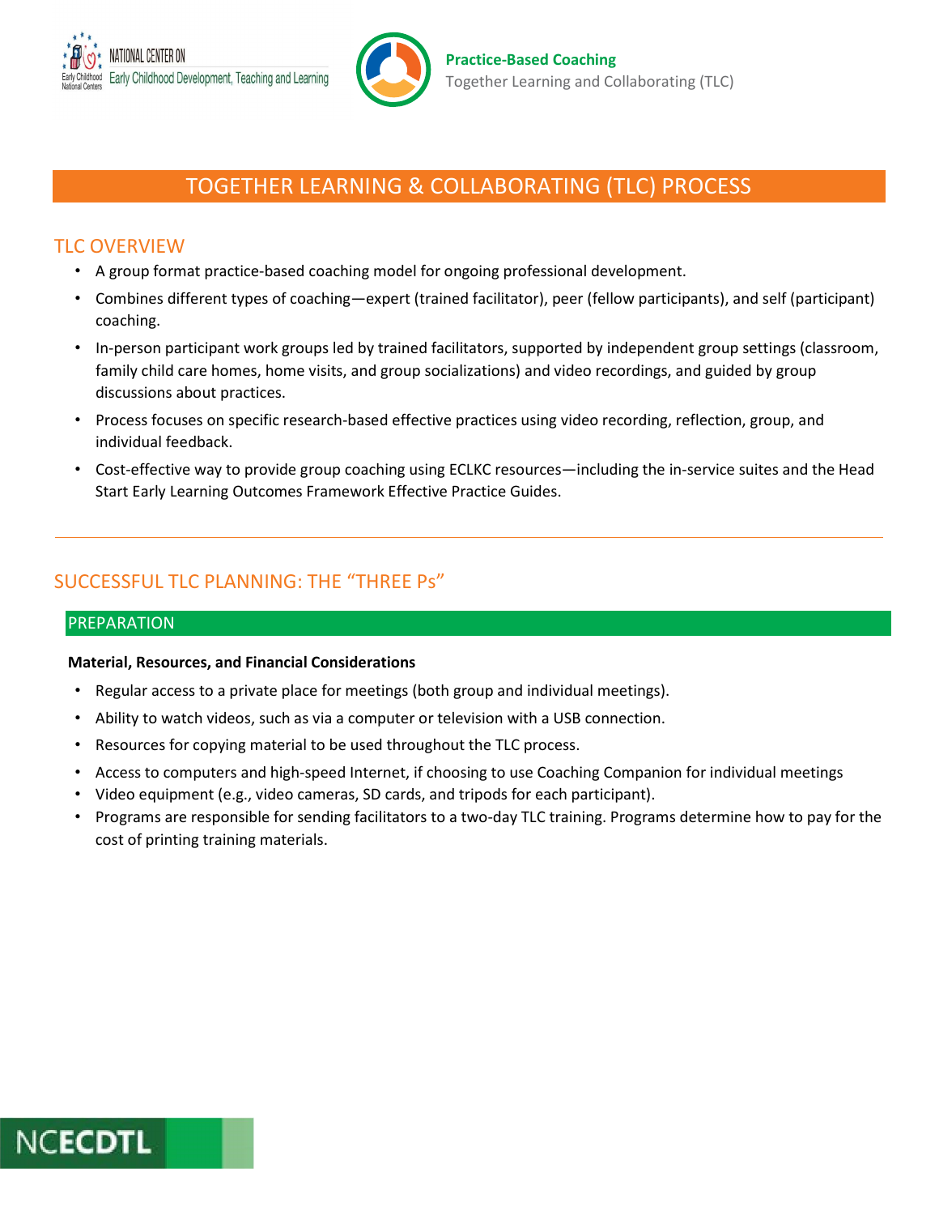# TOGETHER LEARNING & COLLABORATING (TLC) PROCESS

## TLC OVERVIEW

- A group format practice-based coaching model for ongoing professional development.
- Combines different types of coaching—expert (trained facilitator), peer (fellow participants), and self (participant) coaching.
- In-person participant work groups led by trained facilitators, supported by independent group settings (classroom, family child care homes, home visits, and group socializations) and video recordings, and guided by group discussions about practices.
- Process focuses on specific research-based effective practices using video recording, reflection, group, and individual feedback.
- Cost-effective way to provide group coaching using ECLKC resources—including the in-service suites and the Head Start Early Learning Outcomes Framework Effective Practice Guides.

---

## SUCCESSFUL TLC PLANNING: THE "THREE Ps"

### PREPARATION

**Material, Resources, and Financial Considerations**

- Regular access to a private place for meetings (both group and individual meetings).
- Ability to watch videos, such as via a computer or television with a USB connection.
- Resources for copying material to be used throughout the TLC process.
- Access to computers and high-speed Internet, if choosing to use Coaching Companion for individual meetings
- Video equipment (e.g., video cameras, SD cards, and tripods for each participant).
- Programs are responsible for sending facilitators to a two-day TLC training. Programs determine how to pay for the cost of printing training materials.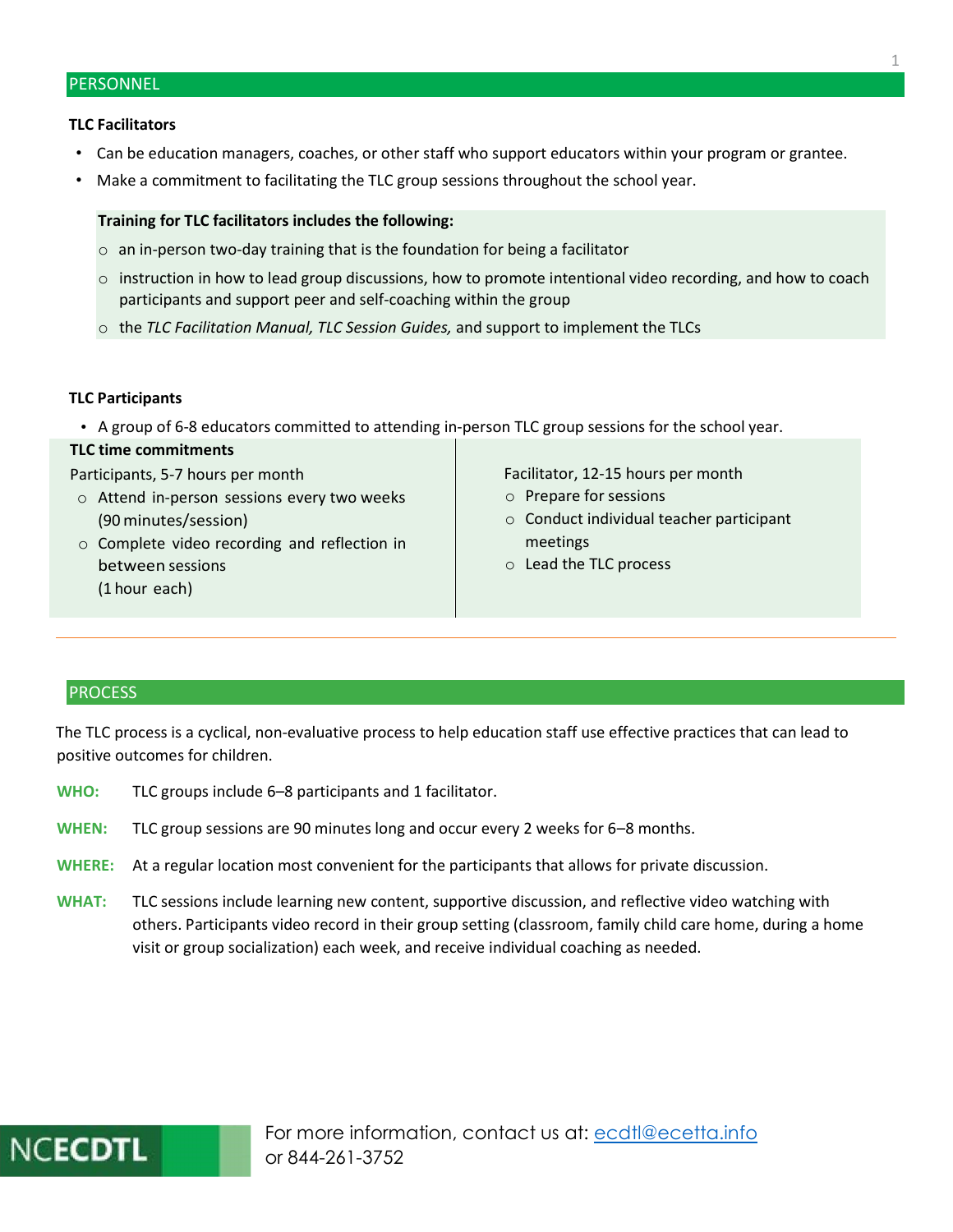## PERSONNEL

**TLC Facilitators**

- Can be education managers, coaches, or other staff who support educators within your program or grantee.
- Make a commitment to facilitating the TLC group sessions throughout the school year.

**Training for TLC facilitators includes the following:**

- an in-person two-day training that is the foundation for being a facilitator
- instruction in how to lead group discussions, how to promote intentional video recording, and how to coach participants and support peer and self-coaching within the group
- the *TLC Facilitation Manual, TLC Session Guides,* and support to implement the TLCs

**TLC Participants**

- A group of 6-8 educators committed to attending in-person TLC group sessions for the school year.

**TLC time commitments**

Participants, 5-7 hours per month

- Attend in-person sessions every two weeks (90 minutes/session)
- Complete video recording and reflection in between sessions (1 hour each)

Facilitator, 12-15 hours per month

- Prepare for sessions
- Conduct individual teacher participant meetings
- Lead the TLC process

## PROCESS

The TLC process is a cyclical, non-evaluative process to help education staff use effective practices that can lead to positive outcomes for children.

**WHO:** TLC groups include 6–8 participants and 1 facilitator.

**WHEN:** TLC group sessions are 90 minutes long and occur every 2 weeks for 6–8 months.

**WHERE:** At a regular location most convenient for the participants that allows for private discussion.

**WHAT:** TLC sessions include learning new content, supportive discussion, and reflective video watching with others. Participants video record in their group setting (classroom, family child care home, during a home visit or group socialization) each week, and receive individual coaching as needed.

NCECDTL

For more information, contact us at: [ecdtl@ecetta.info](mailto:ecdtl@ecetta.info) or 844-261-3752